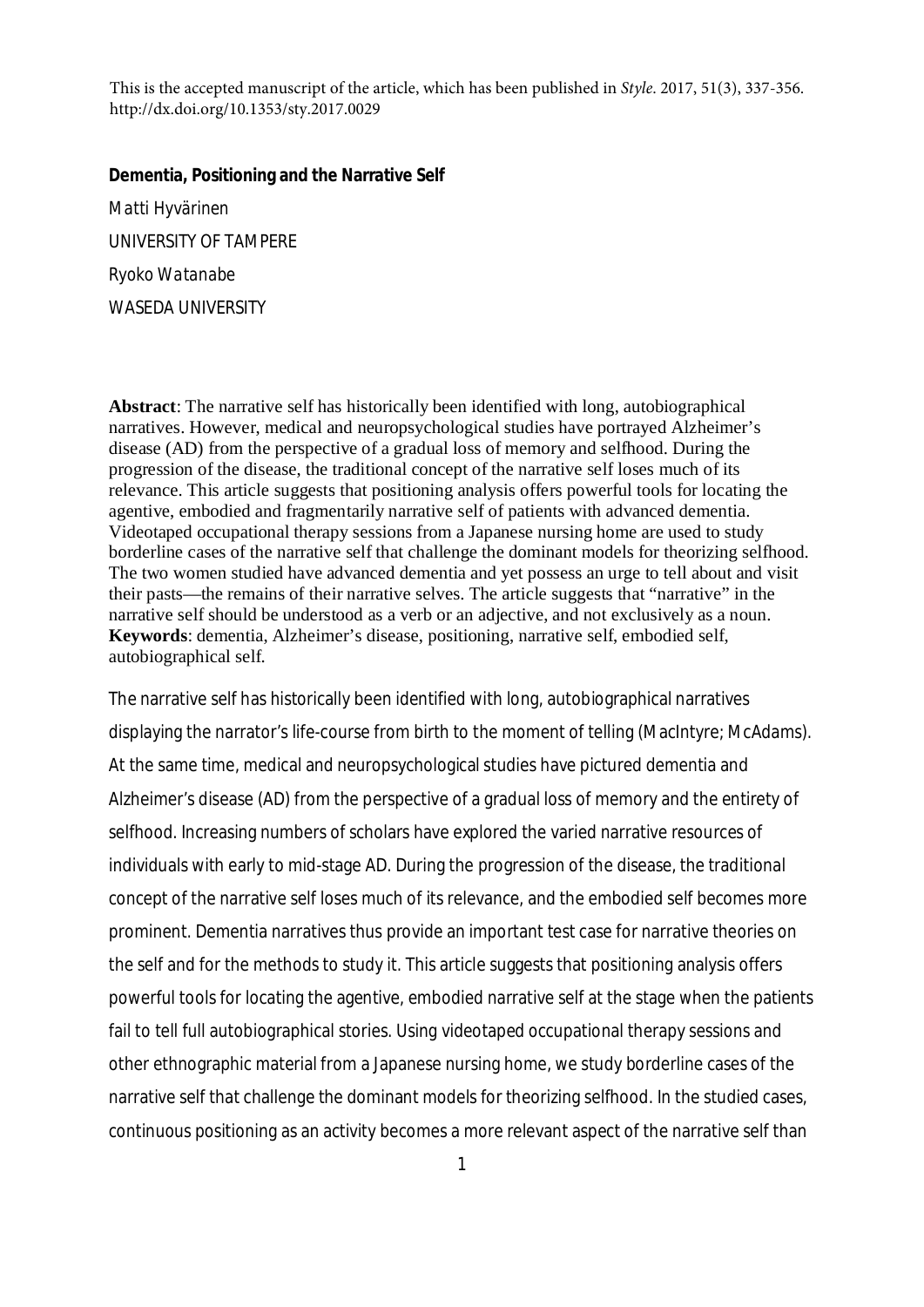This is the accepted manuscript of the article, which has been published in *Style*. 2017, 51(3), 337-356. http://dx.doi.org/10.1353/sty.2017.0029

# Dementia, Positioning and the Narrative Self

*Matti Hyvärinen*

UNIVERSITY OF TAMPERE

*Ryoko Watanabe*

WASEDA UNIVERSITY

**Abstract**: The narrative self has historically been identified with long, autobiographical narratives. However, medical and neuropsychological studies have portrayed Alzheimer's disease (AD) from the perspective of a gradual loss of memory and selfhood. During the progression of the disease, the traditional concept of the narrative self loses much of its relevance. This article suggests that positioning analysis offers powerful tools for locating the agentive, embodied and fragmentarily narrative self of patients with advanced dementia. Videotaped occupational therapy sessions from a Japanese nursing home are used to study borderline cases of the narrative self that challenge the dominant models for theorizing selfhood. The two women studied have advanced dementia and yet possess an urge to tell about and visit their pasts—the remains of their narrative selves. The article suggests that "narrative" in the narrative self should be understood as a verb or an adjective, and not exclusively as a noun.
**Keywords**: dementia, Alzheimer's disease, positioning, narrative self, embodied self, autobiographical self.

The narrative self has historically been identified with long, autobiographical narratives displaying the narrator's life-course from birth to the moment of telling (MacIntyre; McAdams). At the same time, medical and neuropsychological studies have pictured dementia and Alzheimer's disease (AD) from the perspective of a gradual loss of memory and the entirety of selfhood. Increasing numbers of scholars have explored the varied narrative resources of individuals with early to mid-stage AD. During the progression of the disease, the traditional concept of the narrative self loses much of its relevance, and the embodied self becomes more prominent. Dementia narratives thus provide an important test case for narrative theories on the self and for the methods to study it. This article suggests that positioning analysis offers powerful tools for locating the agentive, embodied narrative self at the stage when the patients fail to tell full autobiographical stories. Using videotaped occupational therapy sessions and other ethnographic material from a Japanese nursing home, we study borderline cases of the narrative self that challenge the dominant models for theorizing selfhood. In the studied cases, continuous positioning as an activity becomes a more relevant aspect of the narrative self than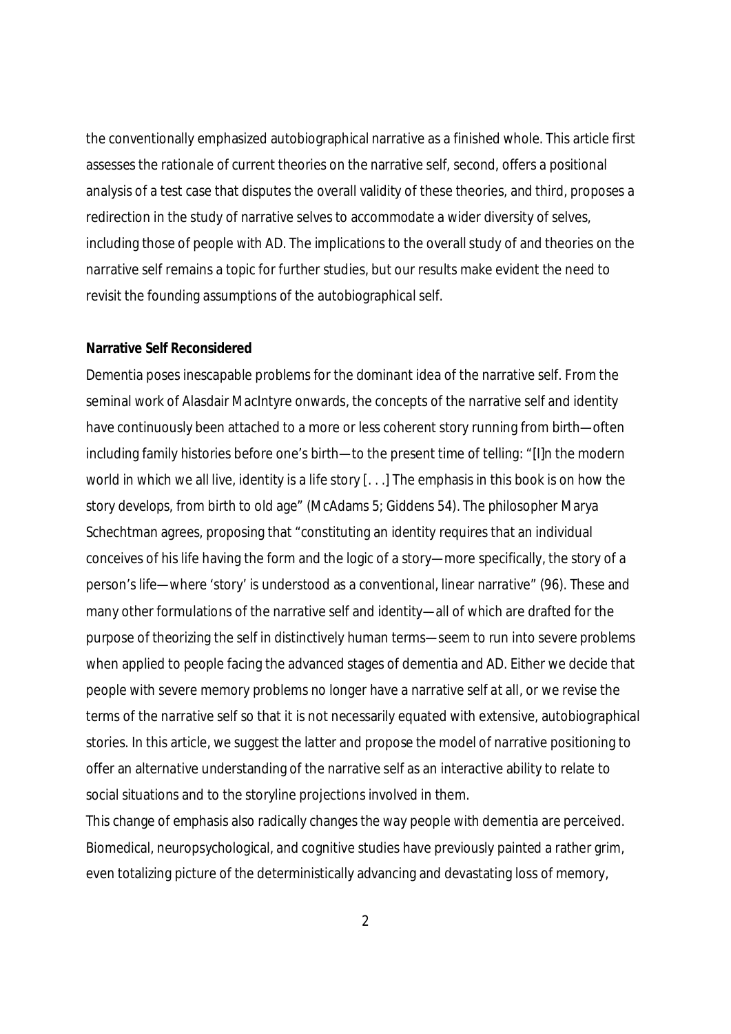the conventionally emphasized autobiographical narrative as a finished whole. This article first assesses the rationale of current theories on the narrative self, second, offers a positional analysis of a test case that disputes the overall validity of these theories, and third, proposes a redirection in the study of narrative selves to accommodate a wider diversity of selves, including those of people with AD. The implications to the overall study of and theories on the narrative self remains a topic for further studies, but our results make evident the need to revisit the founding assumptions of the autobiographical self.

**Narrative Self Reconsidered**

Dementia poses inescapable problems for the dominant idea of the narrative self. From the seminal work of Alasdair MacIntyre onwards, the concepts of the narrative self and identity have continuously been attached to a more or less coherent story running from birth—often including family histories before one's birth—to the present time of telling: "[I]n the modern world in which we all live, identity is a life story [. . .] The emphasis in this book is on how the story develops, from birth to old age" (McAdams 5; Giddens 54). The philosopher Marya Schechtman agrees, proposing that "constituting an identity requires that an individual conceives of his life having the form and the logic of a story—more specifically, the story of a person's life—where 'story' is understood as a conventional, linear narrative" (96). These and many other formulations of the narrative self and identity—all of which are drafted for the purpose of theorizing the self in distinctively human terms—seem to run into severe problems when applied to people facing the advanced stages of dementia and AD. Either we decide that people with severe memory problems no longer have a narrative self at all, or we revise the terms of the narrative self so that it is not necessarily equated with extensive, autobiographical stories. In this article, we suggest the latter and propose the model of narrative positioning to offer an alternative understanding of the narrative self as an interactive ability to relate to social situations and to the storyline projections involved in them.

This change of emphasis also radically changes the way people with dementia are perceived. Biomedical, neuropsychological, and cognitive studies have previously painted a rather grim, even totalizing picture of the deterministically advancing and devastating loss of memory,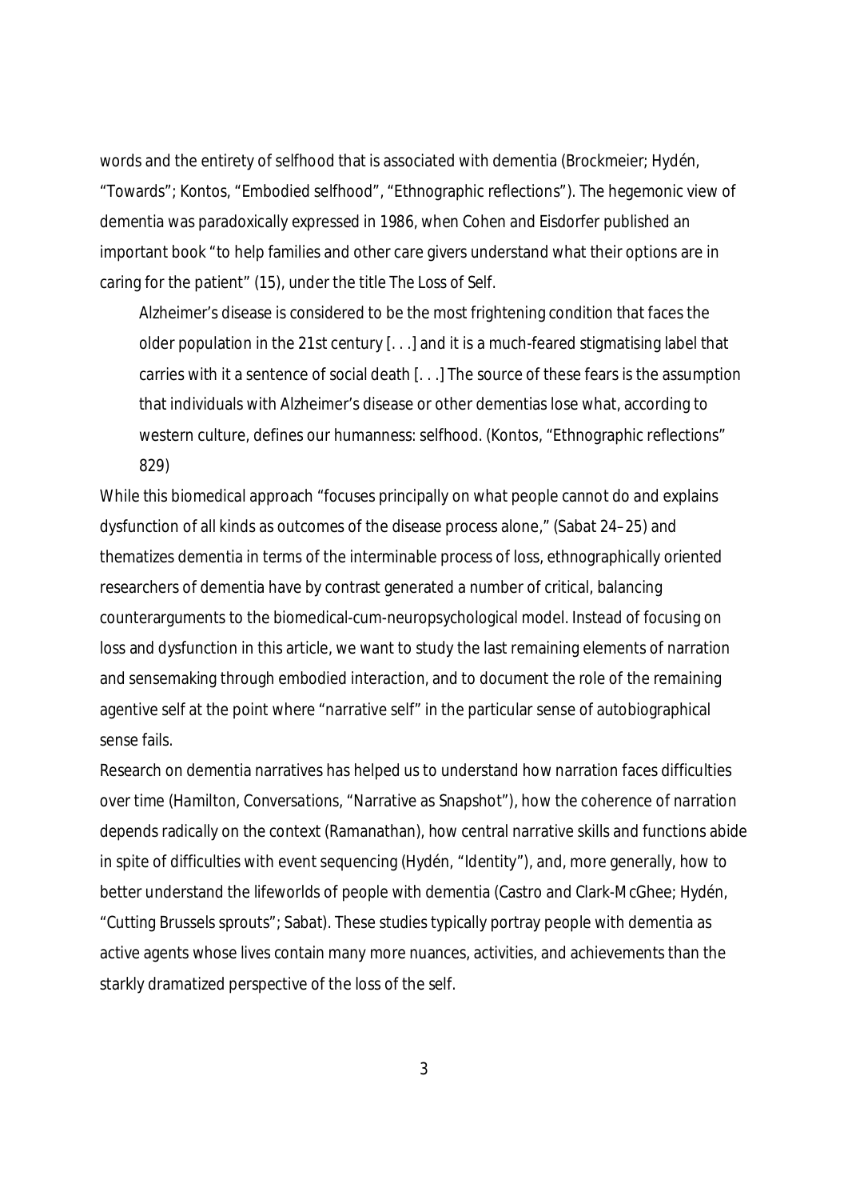words and the entirety of selfhood that is associated with dementia (Brockmeier; Hydén, "Towards"; Kontos, "Embodied selfhood", "Ethnographic reflections"). The hegemonic view of dementia was paradoxically expressed in 1986, when Cohen and Eisdorfer published an important book "to help families and other care givers understand what their options are in caring for the patient" (15), under the title The Loss of Self.

> Alzheimer's disease is considered to be the most frightening condition that faces the older population in the 21st century [. . .] and it is a much-feared stigmatising label that carries with it a sentence of social death [. . .] The source of these fears is the assumption that individuals with Alzheimer's disease or other dementias lose what, according to western culture, defines our humanness: selfhood. (Kontos, "Ethnographic reflections" 829)

While this biomedical approach "focuses principally on what people cannot do and explains dysfunction of all kinds as outcomes of the disease process alone," (Sabat 24–25) and thematizes dementia in terms of the interminable process of loss, ethnographically oriented researchers of dementia have by contrast generated a number of critical, balancing counterarguments to the biomedical-cum-neuropsychological model. Instead of focusing on loss and dysfunction in this article, we want to study the last remaining elements of narration and sensemaking through embodied interaction, and to document the role of the remaining agentive self at the point where "narrative self" in the particular sense of autobiographical sense fails.

Research on dementia narratives has helped us to understand how narration faces difficulties over time (Hamilton, Conversations, "Narrative as Snapshot"), how the coherence of narration depends radically on the context (Ramanathan), how central narrative skills and functions abide in spite of difficulties with event sequencing (Hydén, "Identity"), and, more generally, how to better understand the lifeworlds of people with dementia (Castro and Clark-McGhee; Hydén, "Cutting Brussels sprouts"; Sabat). These studies typically portray people with dementia as active agents whose lives contain many more nuances, activities, and achievements than the starkly dramatized perspective of the loss of the self.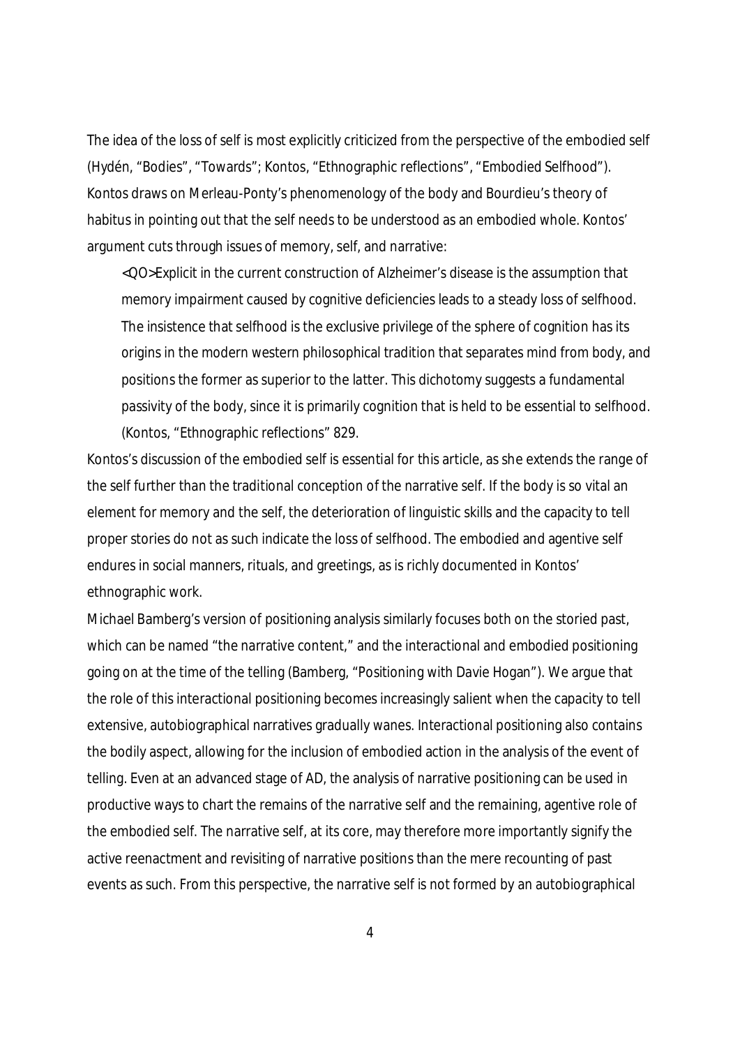The idea of the loss of self is most explicitly criticized from the perspective of the embodied self (Hydén, “Bodies”, “Towards”; Kontos, “Ethnographic reflections”, “Embodied Selfhood”). Kontos draws on Merleau-Ponty’s phenomenology of the body and Bourdieu’s theory of habitus in pointing out that the self needs to be understood as an embodied whole. Kontos’ argument cuts through issues of memory, self, and narrative:

> <QO>Explicit in the current construction of Alzheimer’s disease is the assumption that memory impairment caused by cognitive deficiencies leads to a steady loss of selfhood. The insistence that selfhood is the exclusive privilege of the sphere of cognition has its origins in the modern western philosophical tradition that separates mind from body, and positions the former as superior to the latter. This dichotomy suggests a fundamental passivity of the body, since it is primarily cognition that is held to be essential to selfhood. (Kontos, “Ethnographic reflections” 829.

Kontos’s discussion of the embodied self is essential for this article, as she extends the range of the self further than the traditional conception of the narrative self. If the body is so vital an element for memory and the self, the deterioration of linguistic skills and the capacity to tell proper stories do not as such indicate the loss of selfhood. The embodied and agentive self endures in social manners, rituals, and greetings, as is richly documented in Kontos’ ethnographic work.

Michael Bamberg’s version of positioning analysis similarly focuses both on the storied past, which can be named “the narrative content,” and the interactional and embodied positioning going on at the time of the telling (Bamberg, “Positioning with Davie Hogan”). We argue that the role of this interactional positioning becomes increasingly salient when the capacity to tell extensive, autobiographical narratives gradually wanes. Interactional positioning also contains the bodily aspect, allowing for the inclusion of embodied action in the analysis of the event of telling. Even at an advanced stage of AD, the analysis of narrative positioning can be used in productive ways to chart the remains of the narrative self and the remaining, agentive role of the embodied self. The narrative self, at its core, may therefore more importantly signify the active reenactment and revisiting of narrative positions than the mere recounting of past events as such. From this perspective, the narrative self is not formed by an autobiographical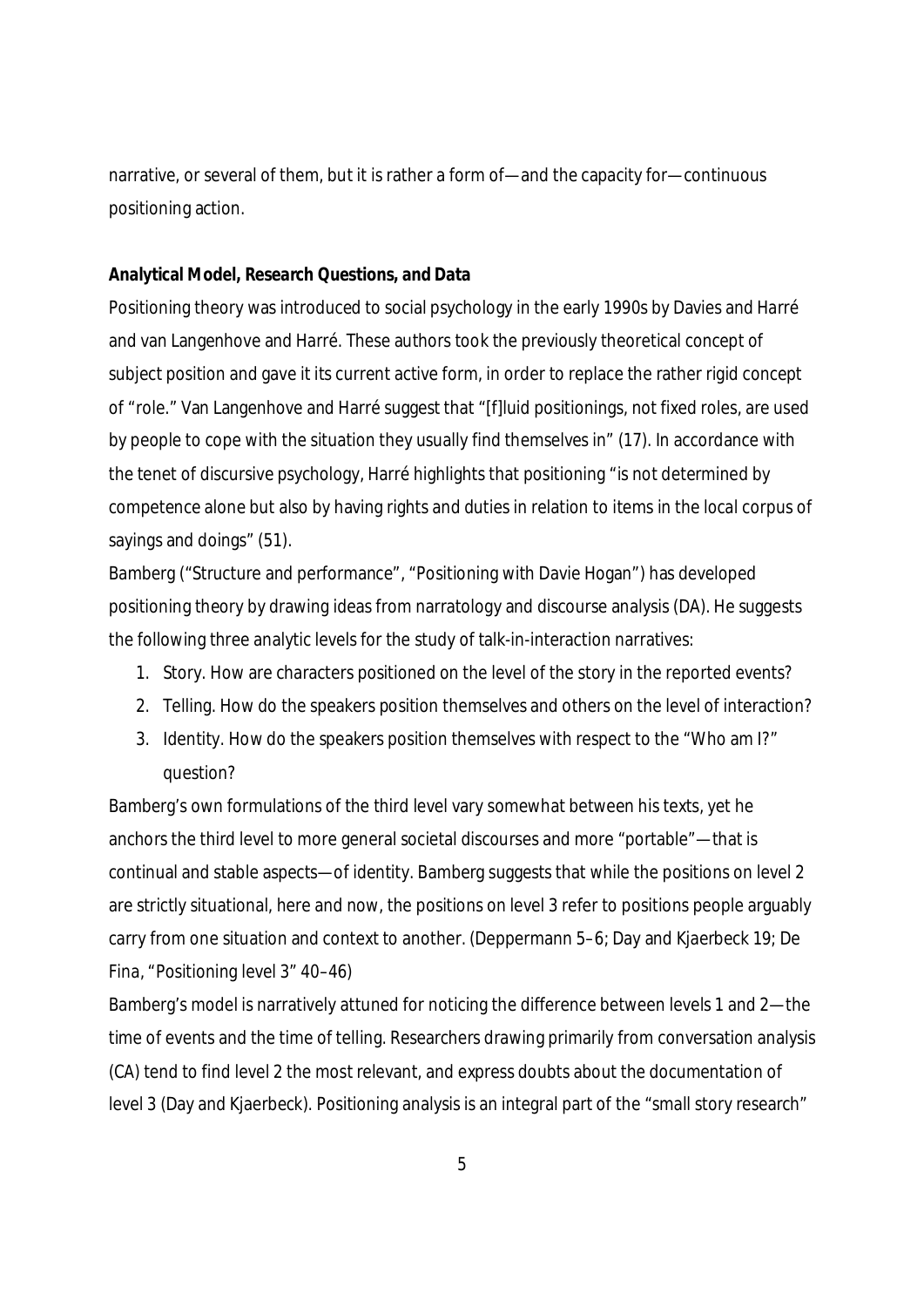narrative, or several of them, but it is rather a form of—and the capacity for—continuous positioning action.

**Analytical Model, Research Questions, and Data**

Positioning theory was introduced to social psychology in the early 1990s by Davies and Harré and van Langenhove and Harré. These authors took the previously theoretical concept of subject position and gave it its current active form, in order to replace the rather rigid concept of "role." Van Langenhove and Harré suggest that "[f]luid positionings, not fixed roles, are used by people to cope with the situation they usually find themselves in" (17). In accordance with the tenet of discursive psychology, Harré highlights that positioning "is not determined by competence alone but also by having rights and duties in relation to items in the local corpus of sayings and doings" (51).

Bamberg ("Structure and performance", "Positioning with Davie Hogan") has developed positioning theory by drawing ideas from narratology and discourse analysis (DA). He suggests the following three analytic levels for the study of talk-in-interaction narratives:

1. Story. How are characters positioned on the level of the story in the reported events?
2. Telling. How do the speakers position themselves and others on the level of interaction?
3. Identity. How do the speakers position themselves with respect to the "Who am I?" question?

Bamberg's own formulations of the third level vary somewhat between his texts, yet he anchors the third level to more general societal discourses and more "portable"—that is continual and stable aspects—of identity. Bamberg suggests that while the positions on level 2 are strictly situational, here and now, the positions on level 3 refer to positions people arguably carry from one situation and context to another. (Deppermann 5–6; Day and Kjaerbeck 19; De Fina, "Positioning level 3" 40–46)

Bamberg's model is narratively attuned for noticing the difference between levels 1 and 2—the time of events and the time of telling. Researchers drawing primarily from conversation analysis (CA) tend to find level 2 the most relevant, and express doubts about the documentation of level 3 (Day and Kjaerbeck). Positioning analysis is an integral part of the "small story research"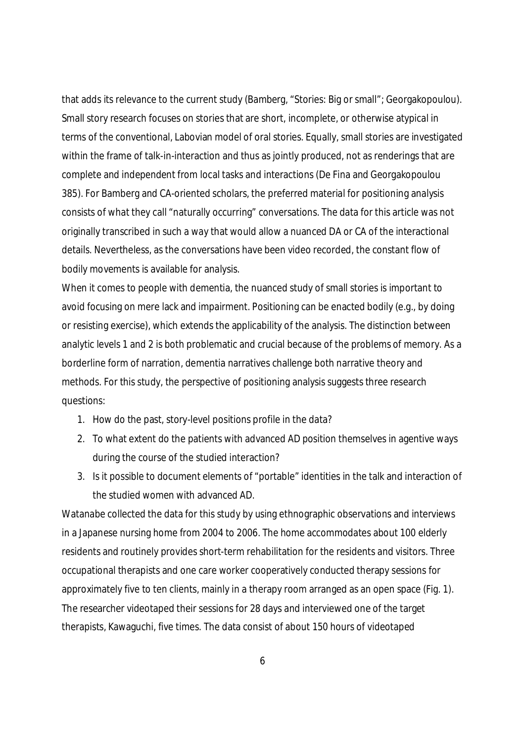that adds its relevance to the current study (Bamberg, "Stories: Big or small"; Georgakopoulou). Small story research focuses on stories that are short, incomplete, or otherwise atypical in terms of the conventional, Labovian model of oral stories. Equally, small stories are investigated within the frame of talk-in-interaction and thus as jointly produced, not as renderings that are complete and independent from local tasks and interactions (De Fina and Georgakopoulou 385). For Bamberg and CA-oriented scholars, the preferred material for positioning analysis consists of what they call "naturally occurring" conversations. The data for this article was not originally transcribed in such a way that would allow a nuanced DA or CA of the interactional details. Nevertheless, as the conversations have been video recorded, the constant flow of bodily movements is available for analysis.

When it comes to people with dementia, the nuanced study of small stories is important to avoid focusing on mere lack and impairment. Positioning can be enacted bodily (e.g., by doing or resisting exercise), which extends the applicability of the analysis. The distinction between analytic levels 1 and 2 is both problematic and crucial because of the problems of memory. As a borderline form of narration, dementia narratives challenge both narrative theory and methods. For this study, the perspective of positioning analysis suggests three research questions:

1. How do the past, story-level positions profile in the data?
2. To what extent do the patients with advanced AD position themselves in agentive ways during the course of the studied interaction?
3. Is it possible to document elements of "portable" identities in the talk and interaction of the studied women with advanced AD.

Watanabe collected the data for this study by using ethnographic observations and interviews in a Japanese nursing home from 2004 to 2006. The home accommodates about 100 elderly residents and routinely provides short-term rehabilitation for the residents and visitors. Three occupational therapists and one care worker cooperatively conducted therapy sessions for approximately five to ten clients, mainly in a therapy room arranged as an open space (Fig. 1). The researcher videotaped their sessions for 28 days and interviewed one of the target therapists, Kawaguchi, five times. The data consist of about 150 hours of videotaped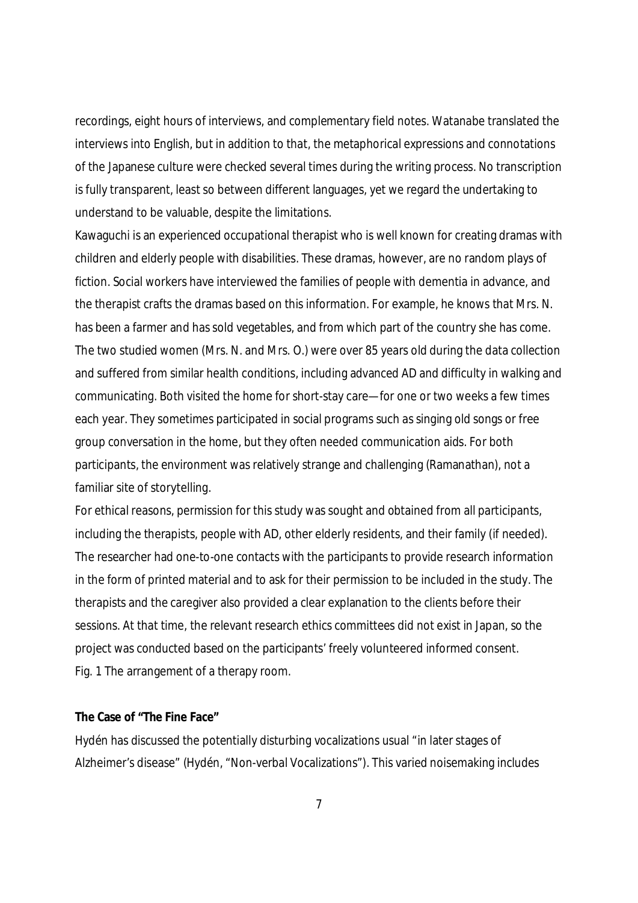recordings, eight hours of interviews, and complementary field notes. Watanabe translated the interviews into English, but in addition to that, the metaphorical expressions and connotations of the Japanese culture were checked several times during the writing process. No transcription is fully transparent, least so between different languages, yet we regard the undertaking to understand to be valuable, despite the limitations.

Kawaguchi is an experienced occupational therapist who is well known for creating dramas with children and elderly people with disabilities. These dramas, however, are no random plays of fiction. Social workers have interviewed the families of people with dementia in advance, and the therapist crafts the dramas based on this information. For example, he knows that Mrs. N. has been a farmer and has sold vegetables, and from which part of the country she has come. The two studied women (Mrs. N. and Mrs. O.) were over 85 years old during the data collection and suffered from similar health conditions, including advanced AD and difficulty in walking and communicating. Both visited the home for short-stay care—for one or two weeks a few times each year. They sometimes participated in social programs such as singing old songs or free group conversation in the home, but they often needed communication aids. For both participants, the environment was relatively strange and challenging (Ramanathan), not a familiar site of storytelling.

For ethical reasons, permission for this study was sought and obtained from all participants, including the therapists, people with AD, other elderly residents, and their family (if needed). The researcher had one-to-one contacts with the participants to provide research information in the form of printed material and to ask for their permission to be included in the study. The therapists and the caregiver also provided a clear explanation to the clients before their sessions. At that time, the relevant research ethics committees did not exist in Japan, so the project was conducted based on the participants' freely volunteered informed consent.

Fig. 1 The arrangement of a therapy room.

**The Case of "The Fine Face"**

Hydén has discussed the potentially disturbing vocalizations usual "in later stages of Alzheimer's disease" (Hydén, "Non-verbal Vocalizations"). This varied noisemaking includes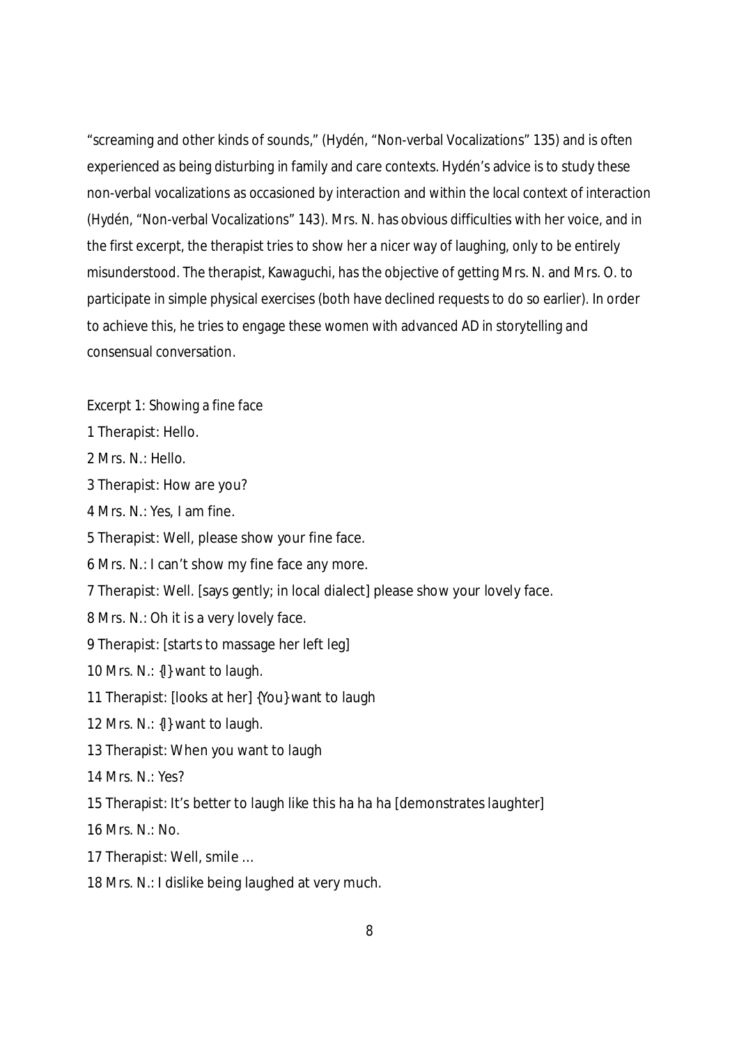"screaming and other kinds of sounds," (Hydén, "Non-verbal Vocalizations" 135) and is often experienced as being disturbing in family and care contexts. Hydén's advice is to study these non-verbal vocalizations as occasioned by interaction and within the local context of interaction (Hydén, "Non-verbal Vocalizations" 143). Mrs. N. has obvious difficulties with her voice, and in the first excerpt, the therapist tries to show her a nicer way of laughing, only to be entirely misunderstood. The therapist, Kawaguchi, has the objective of getting Mrs. N. and Mrs. O. to participate in simple physical exercises (both have declined requests to do so earlier). In order to achieve this, he tries to engage these women with advanced AD in storytelling and consensual conversation.

Excerpt 1: Showing a fine face

1 Therapist: Hello.

2 Mrs. N.: Hello.

3 Therapist: How are you?

4 Mrs. N.: Yes, I am fine.

5 Therapist: Well, please show your fine face.

6 Mrs. N.: I can't show my fine face any more.

7 Therapist: Well. [says gently; in local dialect] please show your lovely face.

8 Mrs. N.: Oh it is a very lovely face.

9 Therapist: [starts to massage her left leg]

10 Mrs. N.: {I} want to laugh.

11 Therapist: [looks at her] {You} want to laugh

12 Mrs. N.: {I} want to laugh.

13 Therapist: When you want to laugh

14 Mrs. N.: Yes?

15 Therapist: It's better to laugh like this ha ha ha [demonstrates laughter]

16 Mrs. N.: No.

17 Therapist: Well, smile …

18 Mrs. N.: I dislike being laughed at very much.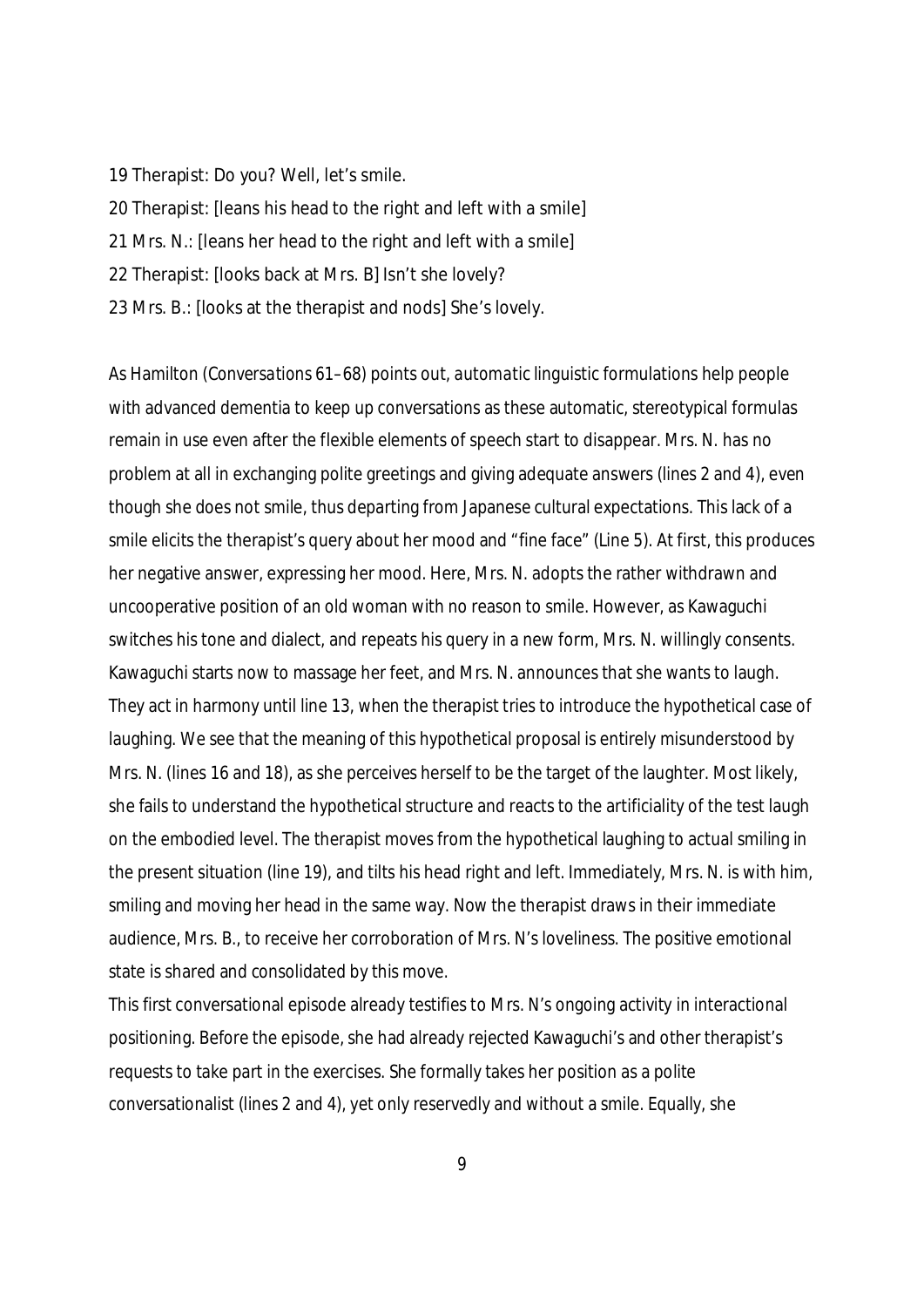19 Therapist: Do you? Well, let's smile.

20 Therapist: [leans his head to the right and left with a smile]

21 Mrs. N.: [leans her head to the right and left with a smile]

22 Therapist: [looks back at Mrs. B] Isn't she lovely?

23 Mrs. B.: [looks at the therapist and nods] She's lovely.

As Hamilton (*Conversations* 61–68) points out, *automatic* linguistic formulations help people with advanced dementia to keep up conversations as these automatic, stereotypical formulas remain in use even after the flexible elements of speech start to disappear. Mrs. N. has no problem at all in exchanging polite greetings and giving adequate answers (lines 2 and 4), even though she does not smile, thus departing from Japanese cultural expectations. This lack of a smile elicits the therapist's query about her mood and "fine face" (Line 5). At first, this produces her negative answer, expressing her mood. Here, Mrs. N. adopts the rather withdrawn and uncooperative position of an old woman with no reason to smile. However, as Kawaguchi switches his tone and dialect, and repeats his query in a new form, Mrs. N. willingly consents. Kawaguchi starts now to massage her feet, and Mrs. N. announces that she wants to laugh. They act in harmony until line 13, when the therapist tries to introduce the hypothetical case of laughing. We see that the meaning of this hypothetical proposal is entirely misunderstood by Mrs. N. (lines 16 and 18), as she perceives herself to be the target of the laughter. Most likely, she fails to understand the hypothetical structure and reacts to the artificiality of the test laugh on the embodied level. The therapist moves from the hypothetical laughing to actual smiling in the present situation (line 19), and tilts his head right and left. Immediately, Mrs. N. is with him, smiling and moving her head in the same way. Now the therapist draws in their immediate audience, Mrs. B., to receive her corroboration of Mrs. N's loveliness. The positive emotional state is shared and consolidated by this move.

This first conversational episode already testifies to Mrs. N's ongoing activity in interactional positioning. Before the episode, she had already rejected Kawaguchi's and other therapist's requests to take part in the exercises. She formally takes her position as a polite conversationalist (lines 2 and 4), yet only reservedly and without a smile. Equally, she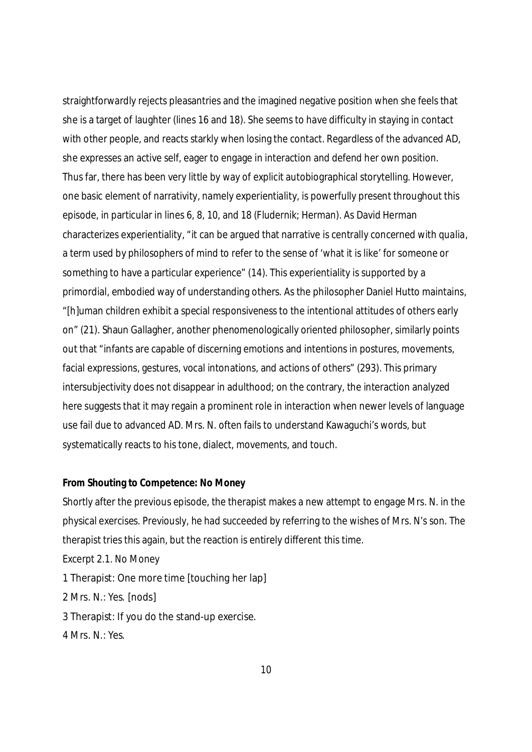straightforwardly rejects pleasantries and the imagined negative position when she feels that she is a target of laughter (lines 16 and 18). She seems to have difficulty in staying in contact with other people, and reacts starkly when losing the contact. Regardless of the advanced AD, she expresses an active self, eager to engage in interaction and defend her own position. Thus far, there has been very little by way of explicit autobiographical storytelling. However, one basic element of narrativity, namely experientiality, is powerfully present throughout this episode, in particular in lines 6, 8, 10, and 18 (Fludernik; Herman). As David Herman characterizes experientiality, "it can be argued that narrative is centrally concerned with *qualia*, a term used by philosophers of mind to refer to the sense of 'what it is like' for someone or something to have a particular experience" (14). This experientiality is supported by a primordial, embodied way of understanding others. As the philosopher Daniel Hutto maintains, "[h]uman children exhibit a special responsiveness to the intentional attitudes of others early on" (21). Shaun Gallagher, another phenomenologically oriented philosopher, similarly points out that "infants are capable of discerning emotions and intentions in postures, movements, facial expressions, gestures, vocal intonations, and actions of others" (293). This primary intersubjectivity does not disappear in adulthood; on the contrary, the interaction analyzed here suggests that it may regain a prominent role in interaction when newer levels of language use fail due to advanced AD. Mrs. N. often fails to understand Kawaguchi's words, but systematically reacts to his tone, dialect, movements, and touch.

**From Shouting to Competence: No Money**

Shortly after the previous episode, the therapist makes a new attempt to engage Mrs. N. in the physical exercises. Previously, he had succeeded by referring to the wishes of Mrs. N's son. The therapist tries this again, but the reaction is entirely different this time.

Excerpt 2.1. No Money

1 Therapist: One more time [touching her lap]

2 Mrs. N.: Yes. [nods]

3 Therapist: If you do the stand-up exercise.

4 Mrs. N.: Yes.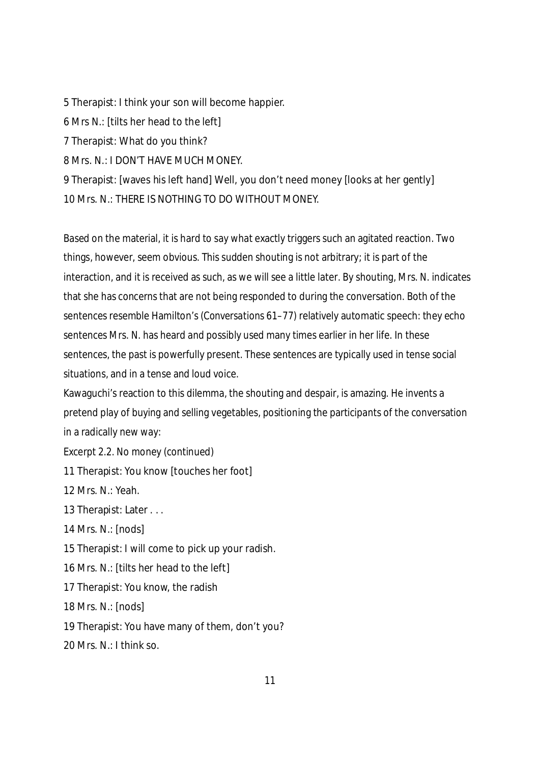5 Therapist: I think your son will become happier.

6 Mrs N.: [tilts her head to the left]

7 Therapist: What do you think?

8 Mrs. N.: I DON'T HAVE MUCH MONEY.

9 Therapist: [waves his left hand] Well, you don't need money [looks at her gently]

10 Mrs. N.: THERE IS NOTHING TO DO WITHOUT MONEY.

Based on the material, it is hard to say what exactly triggers such an agitated reaction. Two things, however, seem obvious. This sudden shouting is not arbitrary; it is part of the interaction, and it is received as such, as we will see a little later. By shouting, Mrs. N. indicates that she has concerns that are not being responded to during the conversation. Both of the sentences resemble Hamilton's (*Conversations* 61–77) relatively automatic speech: they echo sentences Mrs. N. has heard and possibly used many times earlier in her life. In these sentences, the past is powerfully present. These sentences are typically used in tense social situations, and in a tense and loud voice.

Kawaguchi's reaction to this dilemma, the shouting and despair, is amazing. He invents a pretend play of buying and selling vegetables, positioning the participants of the conversation in a radically new way:

Excerpt 2.2. No money (continued)

11 Therapist: You know [touches her foot]

12 Mrs. N.: Yeah.

13 Therapist: Later . . .

14 Mrs. N.: [nods]

15 Therapist: I will come to pick up your radish.

16 Mrs. N.: [tilts her head to the left]

17 Therapist: You know, the radish

18 Mrs. N.: [nods]

19 Therapist: You have many of them, don't you?

20 Mrs. N.: I think so.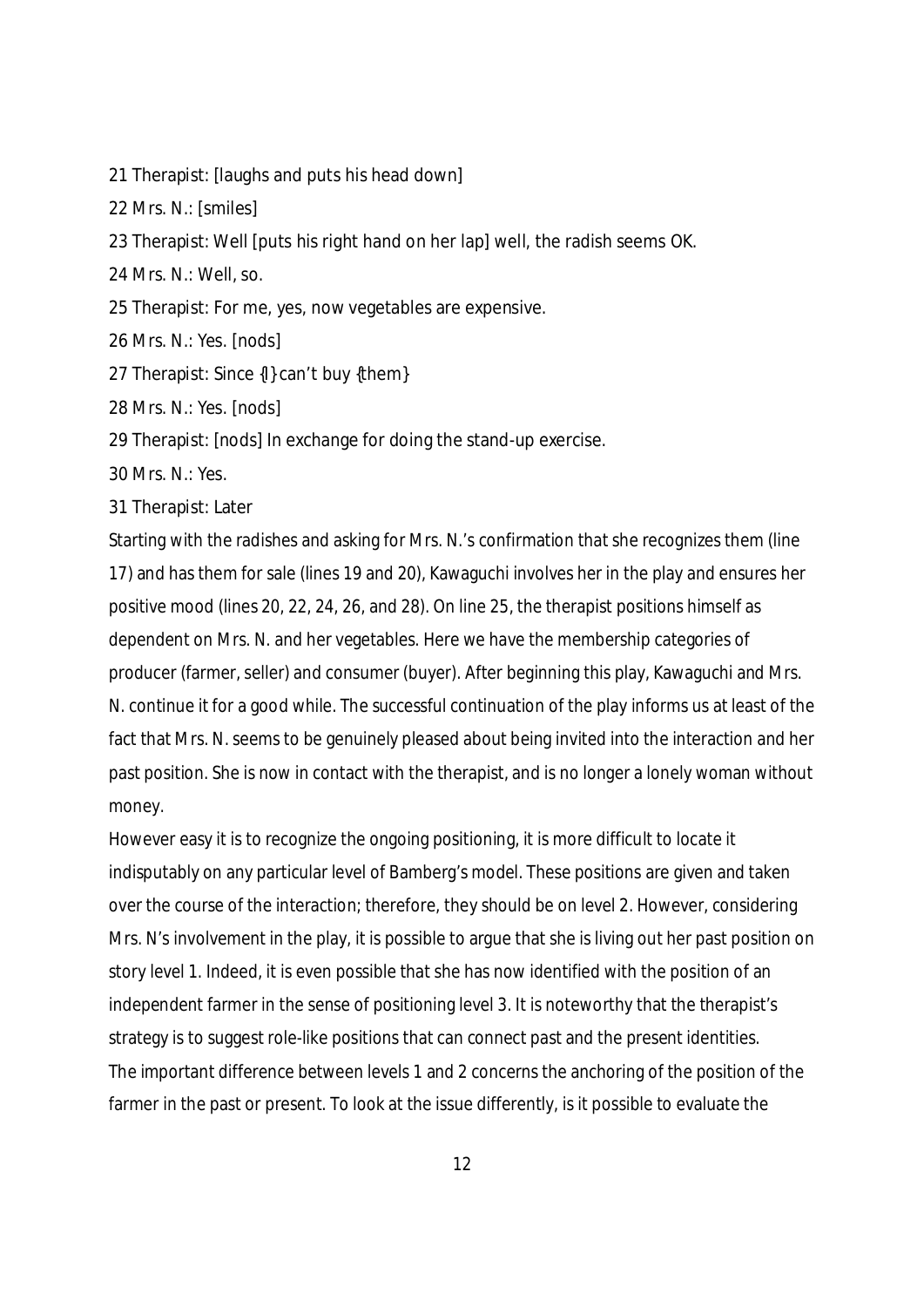21 Therapist: [laughs and puts his head down]

22 Mrs. N.: [smiles]

23 Therapist: Well [puts his right hand on her lap] well, the radish seems OK.

24 Mrs. N.: Well, so.

25 Therapist: For me, yes, now vegetables are expensive.

26 Mrs. N.: Yes. [nods]

27 Therapist: Since {I} can't buy {them}

28 Mrs. N.: Yes. [nods]

29 Therapist: [nods] In exchange for doing the stand-up exercise.

30 Mrs. N.: Yes.

31 Therapist: Later

Starting with the radishes and asking for Mrs. N.'s confirmation that she recognizes them (line 17) and has them for sale (lines 19 and 20), Kawaguchi involves her in the play and ensures her positive mood (lines 20, 22, 24, 26, and 28). On line 25, the therapist positions himself as dependent on Mrs. N. and her vegetables. Here we have the membership categories of producer (farmer, seller) and consumer (buyer). After beginning this play, Kawaguchi and Mrs. N. continue it for a good while. The successful continuation of the play informs us at least of the fact that Mrs. N. seems to be genuinely pleased about being invited into the interaction and her past position. She is now in contact with the therapist, and is no longer a lonely woman without money.

However easy it is to recognize the ongoing positioning, it is more difficult to locate it indisputably on any particular level of Bamberg's model. These positions are given and taken over the course of the interaction; therefore, they should be on level 2. However, considering Mrs. N's involvement in the play, it is possible to argue that she is living out her past position on story level 1. Indeed, it is even possible that she has now identified with the position of an independent farmer in the sense of positioning level 3. It is noteworthy that the therapist's strategy is to suggest role-like positions that can connect past and the present identities.

The important difference between levels 1 and 2 concerns the anchoring of the position of the farmer in the past or present. To look at the issue differently, is it possible to evaluate the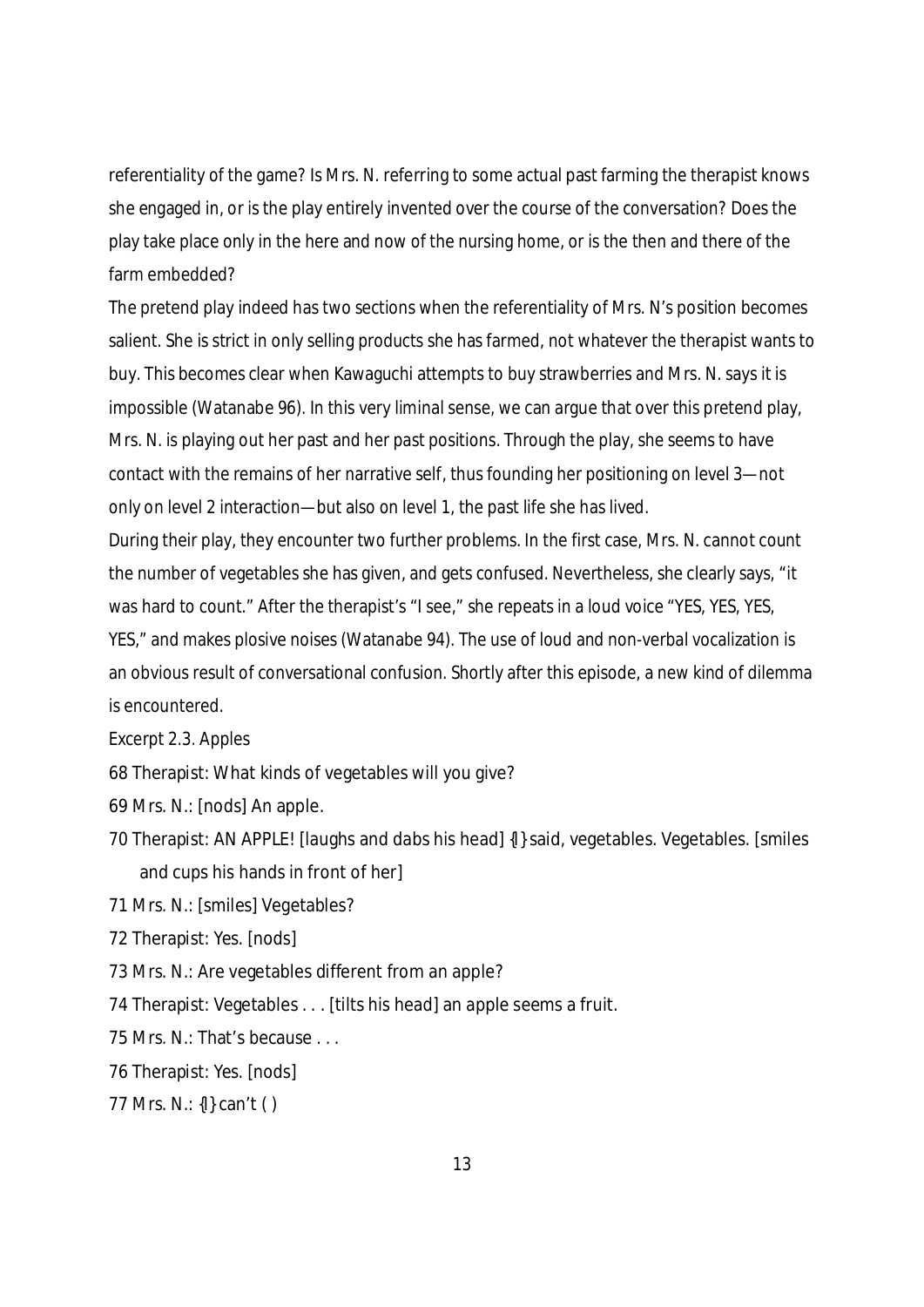referentiality of the game? Is Mrs. N. referring to some actual past farming the therapist knows she engaged in, or is the play entirely invented over the course of the conversation? Does the play take place only in the here and now of the nursing home, or is the then and there of the farm embedded?

The pretend play indeed has two sections when the referentiality of Mrs. N's position becomes salient. She is strict in only selling products she has farmed, not whatever the therapist wants to buy. This becomes clear when Kawaguchi attempts to buy strawberries and Mrs. N. says it is impossible (Watanabe 96). In this very liminal sense, we can argue that over this pretend play, Mrs. N. is playing out her past and her past positions. Through the play, she seems to have contact with the remains of her narrative self, thus founding her positioning on level 3—not only on level 2 interaction—but also on level 1, the past life she has lived.

During their play, they encounter two further problems. In the first case, Mrs. N. cannot count the number of vegetables she has given, and gets confused. Nevertheless, she clearly says, "it was hard to count." After the therapist's "I see," she repeats in a loud voice "YES, YES, YES, YES," and makes plosive noises (Watanabe 94). The use of loud and non-verbal vocalization is an obvious result of conversational confusion. Shortly after this episode, a new kind of dilemma is encountered.

Excerpt 2.3. Apples

68 Therapist: What kinds of vegetables will you give?

69 Mrs. N.: [nods] An apple.

70 Therapist: AN APPLE! [laughs and dabs his head] {I} said, vegetables. Vegetables. [smiles and cups his hands in front of her]

71 Mrs. N.: [smiles] Vegetables?

72 Therapist: Yes. [nods]

73 Mrs. N.: Are vegetables different from an apple?

74 Therapist: Vegetables . . . [tilts his head] an apple seems a fruit.

75 Mrs. N.: That's because . . .

76 Therapist: Yes. [nods]

77 Mrs. N.: {I} can't ( )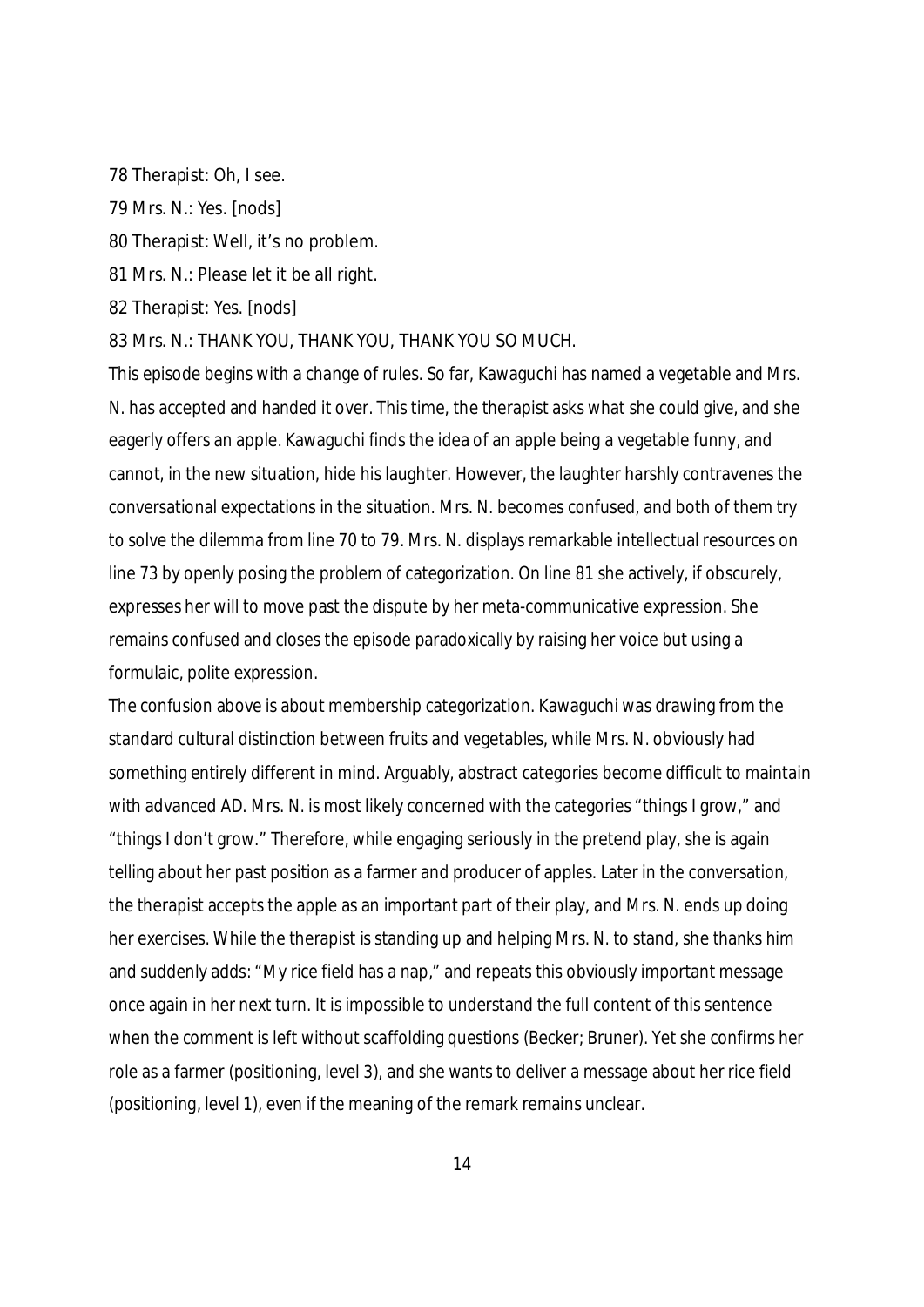78 Therapist: Oh, I see.

79 Mrs. N.: Yes. [nods]

80 Therapist: Well, it's no problem.

81 Mrs. N.: Please let it be all right.

82 Therapist: Yes. [nods]

83 Mrs. N.: THANK YOU, THANK YOU, THANK YOU SO MUCH.

This episode begins with a change of rules. So far, Kawaguchi has named a vegetable and Mrs. N. has accepted and handed it over. This time, the therapist asks what she could give, and she eagerly offers an apple. Kawaguchi finds the idea of an apple being a vegetable funny, and cannot, in the new situation, hide his laughter. However, the laughter harshly contravenes the conversational expectations in the situation. Mrs. N. becomes confused, and both of them try to solve the dilemma from line 70 to 79. Mrs. N. displays remarkable intellectual resources on line 73 by openly posing the problem of categorization. On line 81 she actively, if obscurely, expresses her will to move past the dispute by her meta-communicative expression. She remains confused and closes the episode paradoxically by raising her voice but using a formulaic, polite expression.

The confusion above is about membership categorization. Kawaguchi was drawing from the standard cultural distinction between fruits and vegetables, while Mrs. N. obviously had something entirely different in mind. Arguably, abstract categories become difficult to maintain with advanced AD. Mrs. N. is most likely concerned with the categories "things I grow," and "things I don't grow." Therefore, while engaging seriously in the pretend play, she is again telling about her past position as a farmer and producer of apples. Later in the conversation, the therapist accepts the apple as an important part of their play, and Mrs. N. ends up doing her exercises. While the therapist is standing up and helping Mrs. N. to stand, she thanks him and suddenly adds: "My rice field has a nap," and repeats this obviously important message once again in her next turn. It is impossible to understand the full content of this sentence when the comment is left without scaffolding questions (Becker; Bruner). Yet she confirms her role as a farmer (positioning, level 3), and she wants to deliver a message about her rice field (positioning, level 1), even if the meaning of the remark remains unclear.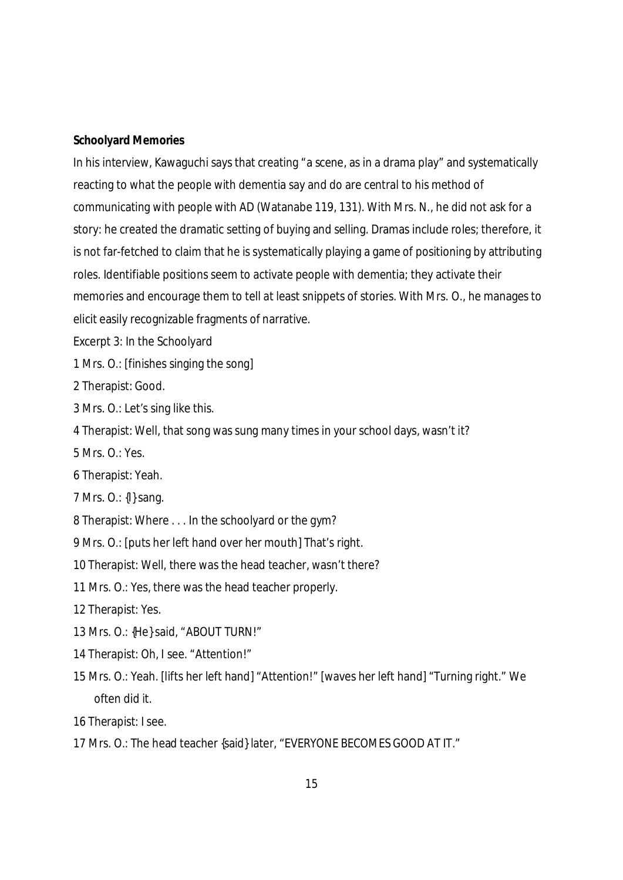**Schoolyard Memories**

In his interview, Kawaguchi says that creating "a scene, as in a drama play" and systematically reacting to what the people with dementia say and do are central to his method of communicating with people with AD (Watanabe 119, 131). With Mrs. N., he did not ask for a story: he created the dramatic setting of buying and selling. Dramas include roles; therefore, it is not far-fetched to claim that he is systematically playing a game of positioning by attributing roles. Identifiable positions seem to activate people with dementia; they activate their memories and encourage them to tell at least snippets of stories. With Mrs. O., he manages to elicit easily recognizable fragments of narrative.

Excerpt 3: In the Schoolyard

1 Mrs. O.: [finishes singing the song]

2 Therapist: Good.

3 Mrs. O.: Let's sing like this.

4 Therapist: Well, that song was sung many times in your school days, wasn't it?

5 Mrs. O.: Yes.

6 Therapist: Yeah.

7 Mrs. O.: {I} sang.

8 Therapist: Where . . . In the schoolyard or the gym?

9 Mrs. O.: [puts her left hand over her mouth] That's right.

10 Therapist: Well, there was the head teacher, wasn't there?

11 Mrs. O.: Yes, there was the head teacher properly.

12 Therapist: Yes.

13 Mrs. O.: {He} said, "ABOUT TURN!"

14 Therapist: Oh, I see. "Attention!"

15 Mrs. O.: Yeah. [lifts her left hand] "Attention!" [waves her left hand] "Turning right." We often did it.

16 Therapist: I see.

17 Mrs. O.: The head teacher {said} later, "EVERYONE BECOMES GOOD AT IT."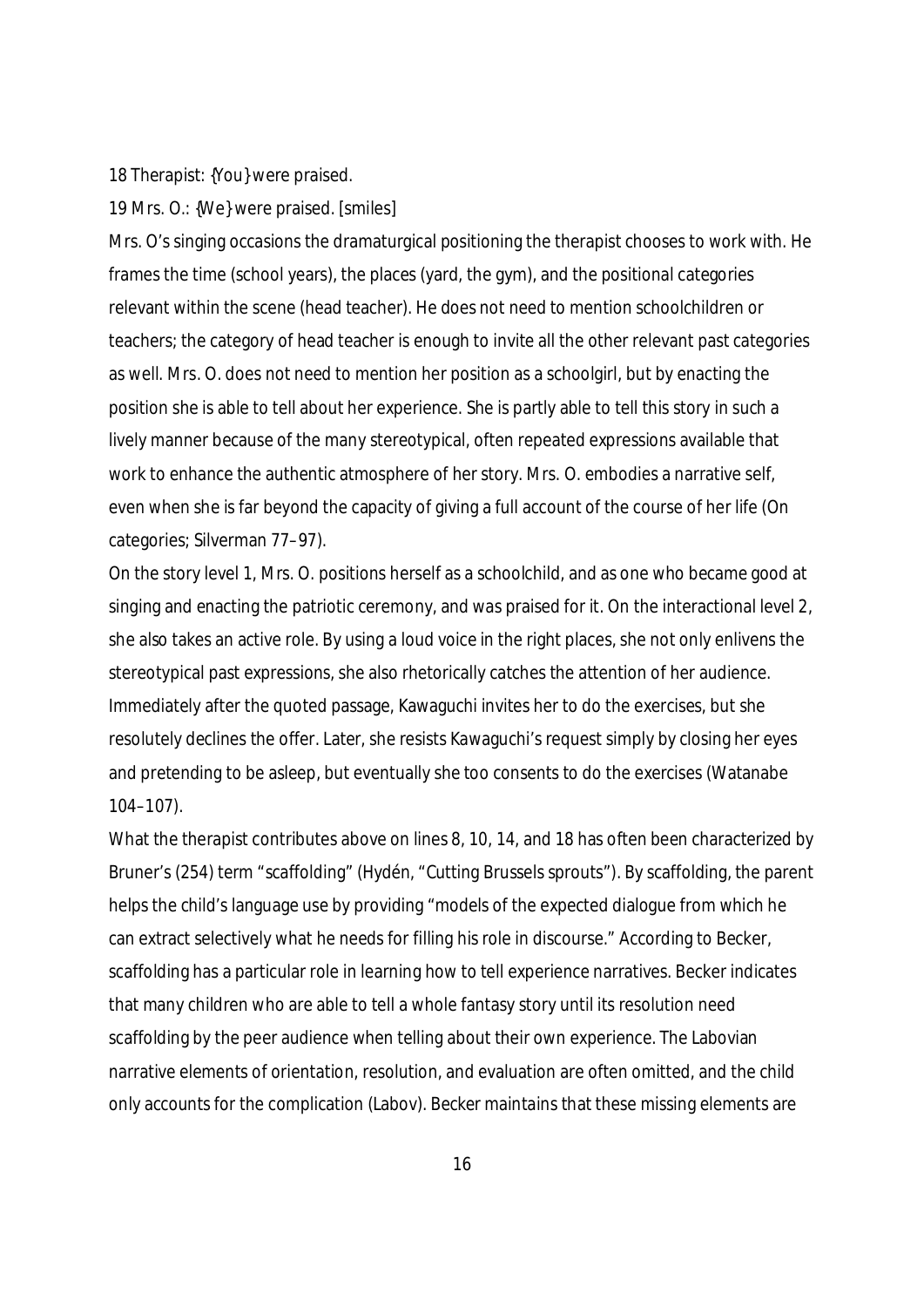18 Therapist: {You} were praised.

19 Mrs. O.: {We} were praised. [smiles]

Mrs. O's singing occasions the dramaturgical positioning the therapist chooses to work with. He frames the time (school years), the places (yard, the gym), and the positional categories relevant within the scene (head teacher). He does not need to mention schoolchildren or teachers; the category of head teacher is enough to invite all the other relevant past categories as well. Mrs. O. does not need to mention her position as a schoolgirl, but by enacting the position she is able to tell about her experience. She is partly able to tell this story in such a lively manner because of the many stereotypical, often repeated expressions available that work to enhance the authentic atmosphere of her story. Mrs. O. embodies a narrative self, even when she is far beyond the capacity of giving a full account of the course of her life (On categories; Silverman 77–97).

On the story level 1, Mrs. O. positions herself as a schoolchild, and as one who became good at singing and enacting the patriotic ceremony, and was praised for it. On the interactional level 2, she also takes an active role. By using a loud voice in the right places, she not only enlivens the stereotypical past expressions, she also rhetorically catches the attention of her audience. Immediately after the quoted passage, Kawaguchi invites her to do the exercises, but she resolutely declines the offer. Later, she resists Kawaguchi's request simply by closing her eyes and pretending to be asleep, but eventually she too consents to do the exercises (Watanabe 104–107).

What the therapist contributes above on lines 8, 10, 14, and 18 has often been characterized by Bruner's (254) term "scaffolding" (Hydén, "Cutting Brussels sprouts"). By scaffolding, the parent helps the child's language use by providing "models of the expected dialogue from which he can extract selectively what he needs for filling his role in discourse." According to Becker, scaffolding has a particular role in learning how to tell experience narratives. Becker indicates that many children who are able to tell a whole fantasy story until its resolution need scaffolding by the peer audience when telling about their own experience. The Labovian narrative elements of orientation, resolution, and evaluation are often omitted, and the child only accounts for the complication (Labov). Becker maintains that these missing elements are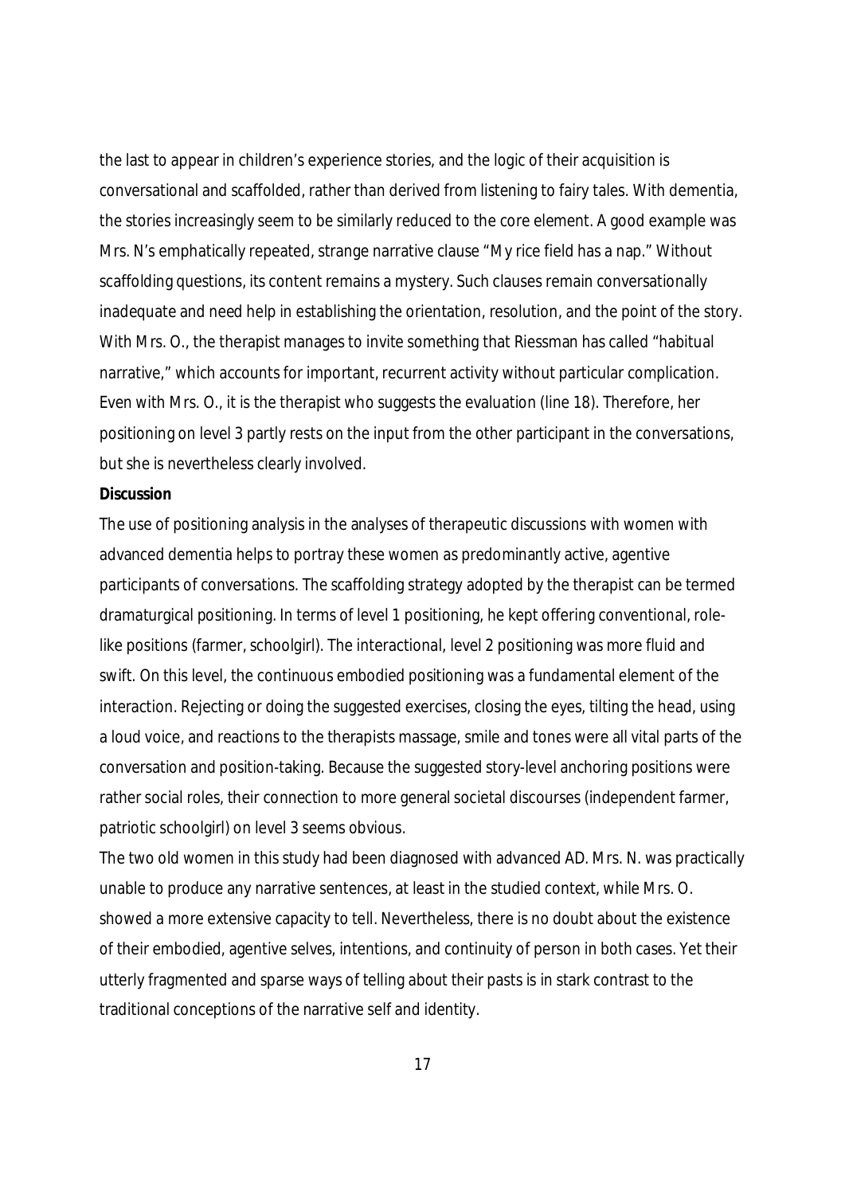the last to appear in children's experience stories, and the logic of their acquisition is conversational and scaffolded, rather than derived from listening to fairy tales. With dementia, the stories increasingly seem to be similarly reduced to the core element. A good example was Mrs. N's emphatically repeated, strange narrative clause "My rice field has a nap." Without scaffolding questions, its content remains a mystery. Such clauses remain conversationally inadequate and need help in establishing the orientation, resolution, and the point of the story. With Mrs. O., the therapist manages to invite something that Riessman has called "habitual narrative," which accounts for important, recurrent activity without particular complication. Even with Mrs. O., it is the therapist who suggests the evaluation (line 18). Therefore, her positioning on level 3 partly rests on the input from the other participant in the conversations, but she is nevertheless clearly involved.

**Discussion**

The use of positioning analysis in the analyses of therapeutic discussions with women with advanced dementia helps to portray these women as predominantly active, agentive participants of conversations. The scaffolding strategy adopted by the therapist can be termed dramaturgical positioning. In terms of level 1 positioning, he kept offering conventional, role-like positions (farmer, schoolgirl). The interactional, level 2 positioning was more fluid and swift. On this level, the continuous embodied positioning was a fundamental element of the interaction. Rejecting or doing the suggested exercises, closing the eyes, tilting the head, using a loud voice, and reactions to the therapists massage, smile and tones were all vital parts of the conversation and position-taking. Because the suggested story-level anchoring positions were rather social roles, their connection to more general societal discourses (independent farmer, patriotic schoolgirl) on level 3 seems obvious.

The two old women in this study had been diagnosed with advanced AD. Mrs. N. was practically unable to produce any narrative sentences, at least in the studied context, while Mrs. O. showed a more extensive capacity to tell. Nevertheless, there is no doubt about the existence of their embodied, agentive selves, intentions, and continuity of person in both cases. Yet their utterly fragmented and sparse ways of telling about their pasts is in stark contrast to the traditional conceptions of the narrative self and identity.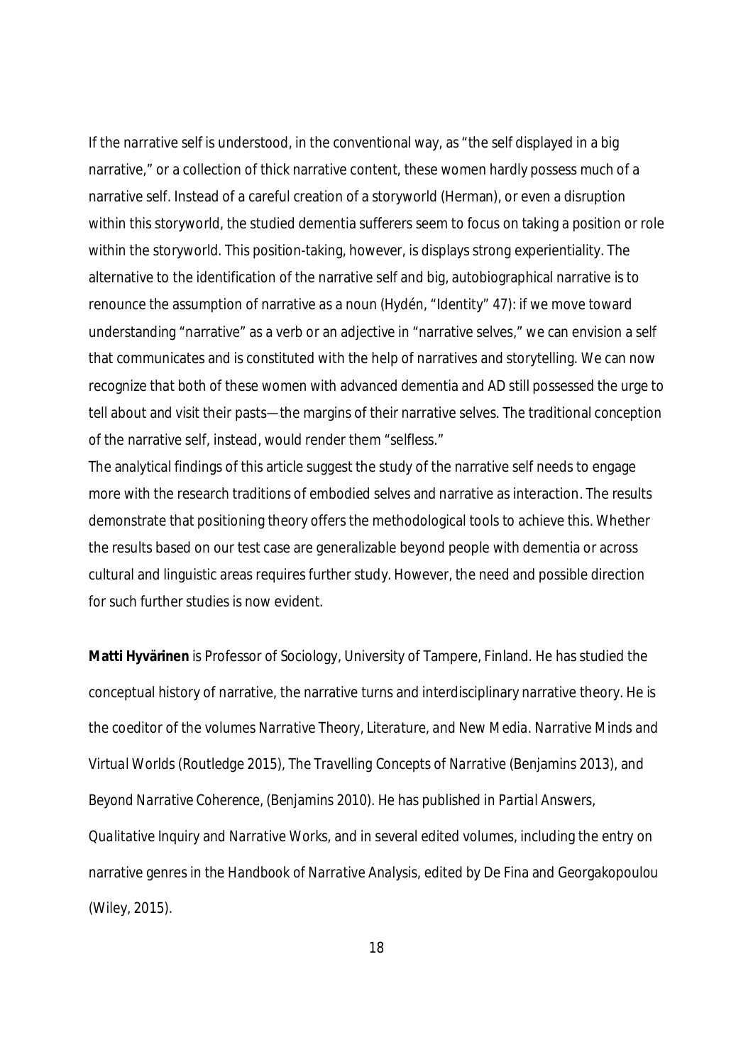If the narrative self is understood, in the conventional way, as "the self displayed in a big narrative," or a collection of thick narrative content, these women hardly possess much of a narrative self. Instead of a careful creation of a storyworld (Herman), or even a disruption within this storyworld, the studied dementia sufferers seem to focus on taking a position or role within the storyworld. This position-taking, however, is displays strong experientiality. The alternative to the identification of the narrative self and big, autobiographical narrative is to renounce the assumption of narrative as a noun (Hydén, "Identity" 47): if we move toward understanding "narrative" as a verb or an adjective in "narrative selves," we can envision a self that communicates and is constituted with the help of narratives and storytelling. We can now recognize that both of these women with advanced dementia and AD still possessed the urge to tell about and visit their pasts—the margins of their narrative selves. The traditional conception of the narrative self, instead, would render them "selfless."

The analytical findings of this article suggest the study of the narrative self needs to engage more with the research traditions of embodied selves and narrative as interaction. The results demonstrate that positioning theory offers the methodological tools to achieve this. Whether the results based on our test case are generalizable beyond people with dementia or across cultural and linguistic areas requires further study. However, the need and possible direction for such further studies is now evident.

**Matti Hyvärinen** is Professor of Sociology, University of Tampere, Finland. He has studied the conceptual history of narrative, the narrative turns and interdisciplinary narrative theory. He is the coeditor of the volumes *Narrative Theory, Literature, and New Media. Narrative Minds and Virtual Worlds* (Routledge 2015), *The Travelling Concepts of Narrative* (Benjamins 2013), and *Beyond Narrative Coherence*, (Benjamins 2010). He has published in *Partial Answers*, *Qualitative Inquiry* and *Narrative Works*, and in several edited volumes, including the entry on narrative genres in the *Handbook of Narrative Analysis*, edited by De Fina and Georgakopoulou (Wiley, 2015).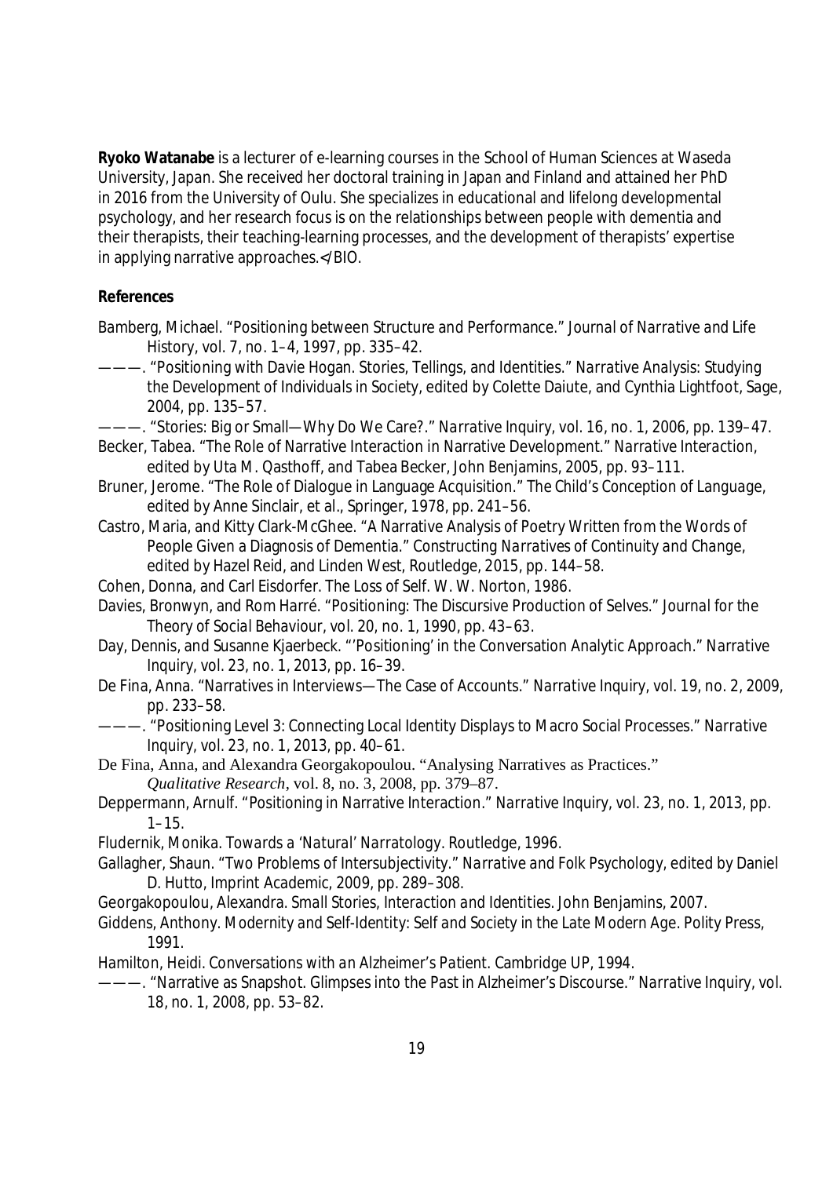**Ryoko Watanabe** is a lecturer of e-learning courses in the School of Human Sciences at Waseda University, Japan. She received her doctoral training in Japan and Finland and attained her PhD in 2016 from the University of Oulu. She specializes in educational and lifelong developmental psychology, and her research focus is on the relationships between people with dementia and their therapists, their teaching-learning processes, and the development of therapists' expertise in applying narrative approaches.</BIO.

**References**

Bamberg, Michael. "Positioning between Structure and Performance." *Journal of Narrative and Life History*, vol. 7, no. 1–4, 1997, pp. 335–42.

———. "Positioning with Davie Hogan. Stories, Tellings, and Identities." *Narrative Analysis: Studying the Development of Individuals in Society*, edited by Colette Daiute, and Cynthia Lightfoot, Sage, 2004, pp. 135–57.

———. "Stories: Big or Small—Why Do We Care?." *Narrative Inquiry*, vol. 16, no. 1, 2006, pp. 139–47.

Becker, Tabea. "The Role of Narrative Interaction in Narrative Development." *Narrative Interaction*, edited by Uta M. Quasthoff, and Tabea Becker, John Benjamins, 2005, pp. 93–111.

Bruner, Jerome. "The Role of Dialogue in Language Acquisition." *The Child's Conception of Language*, edited by Anne Sinclair, et al., Springer, 1978, pp. 241–56.

Castro, Maria, and Kitty Clark-McGhee. "A Narrative Analysis of Poetry Written from the Words of People Given a Diagnosis of Dementia." *Constructing Narratives of Continuity and Change*, edited by Hazel Reid, and Linden West, Routledge, 2015, pp. 144–58.

Cohen, Donna, and Carl Eisdorfer. *The Loss of Self*. W. W. Norton, 1986.

Davies, Bronwyn, and Rom Harré. "Positioning: The Discursive Production of Selves." *Journal for the Theory of Social Behaviour*, vol. 20, no. 1, 1990, pp. 43–63.

Day, Dennis, and Susanne Kjaerbeck. "'Positioning' in the Conversation Analytic Approach." *Narrative Inquiry*, vol. 23, no. 1, 2013, pp. 16–39.

De Fina, Anna. "Narratives in Interviews—The Case of Accounts." *Narrative Inquiry*, vol. 19, no. 2, 2009, pp. 233–58.

———. "Positioning Level 3: Connecting Local Identity Displays to Macro Social Processes." *Narrative Inquiry*, vol. 23, no. 1, 2013, pp. 40–61.

De Fina, Anna, and Alexandra Georgakopoulou. "Analysing Narratives as Practices." *Qualitative Research*, vol. 8, no. 3, 2008, pp. 379–87.

Deppermann, Arnulf. "Positioning in Narrative Interaction." *Narrative Inquiry*, vol. 23, no. 1, 2013, pp. 1–15.

Fludernik, Monika. *Towards a 'Natural' Narratology*. Routledge, 1996.

Gallagher, Shaun. "Two Problems of Intersubjectivity." *Narrative and Folk Psychology*, edited by Daniel D. Hutto, Imprint Academic, 2009, pp. 289–308.

Georgakopoulou, Alexandra. *Small Stories, Interaction and Identities*. John Benjamins, 2007.

Giddens, Anthony. *Modernity and Self-Identity: Self and Society in the Late Modern Age*. Polity Press, 1991.

Hamilton, Heidi. *Conversations with an Alzheimer's Patient*. Cambridge UP, 1994.

———. "Narrative as Snapshot. Glimpses into the Past in Alzheimer's Discourse." *Narrative Inquiry*, vol. 18, no. 1, 2008, pp. 53–82.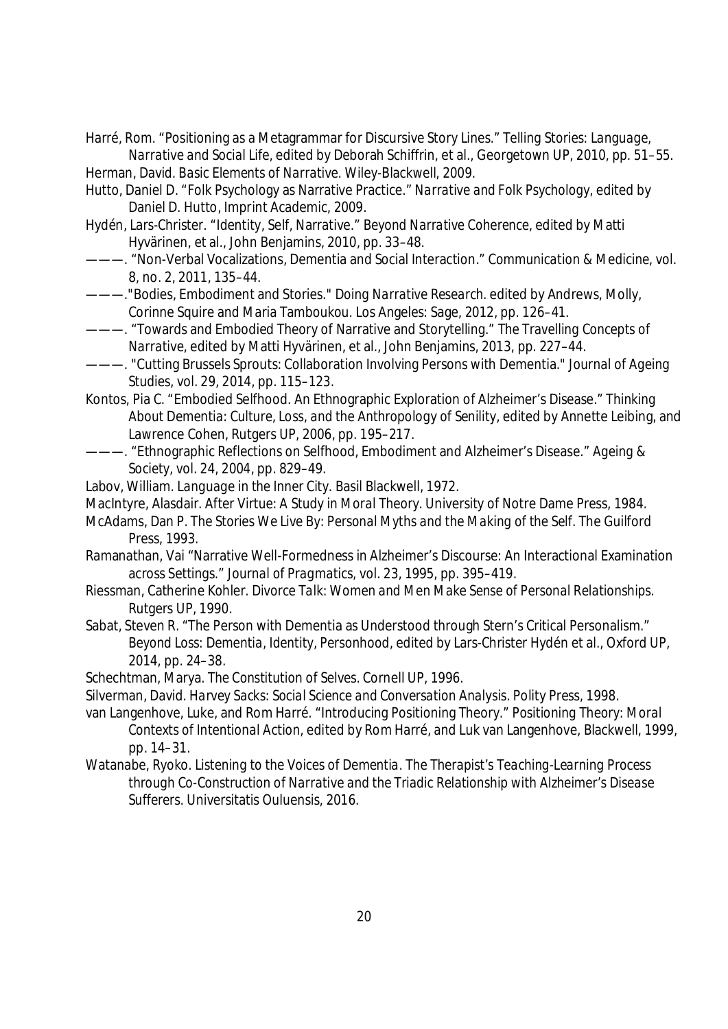Harré, Rom. "Positioning as a Metagrammar for Discursive Story Lines." *Telling Stories: Language, Narrative and Social Life*, edited by Deborah Schiffrin, et al., Georgetown UP, 2010, pp. 51–55.

Herman, David. *Basic Elements of Narrative*. Wiley-Blackwell, 2009.

Hutto, Daniel D. "Folk Psychology as Narrative Practice." *Narrative and Folk Psychology*, edited by Daniel D. Hutto, Imprint Academic, 2009.

Hydén, Lars-Christer. "Identity, Self, Narrative." *Beyond Narrative Coherence*, edited by Matti Hyvärinen, et al., John Benjamins, 2010, pp. 33–48.

———. "Non-Verbal Vocalizations, Dementia and Social Interaction." *Communication & Medicine*, vol. 8, no. 2, 2011, 135–44.

———."Bodies, Embodiment and Stories." *Doing Narrative Research*. edited by Andrews, Molly, Corinne Squire and Maria Tamboukou. Los Angeles: Sage, 2012, pp. 126–41.

———. "Towards and Embodied Theory of Narrative and Storytelling." *The Travelling Concepts of Narrative*, edited by Matti Hyvärinen, et al., John Benjamins, 2013, pp. 227–44.

———. "Cutting Brussels Sprouts: Collaboration Involving Persons with Dementia." *Journal of Ageing Studies*, vol. 29, 2014, pp. 115–123.

Kontos, Pia C. "Embodied Selfhood. An Ethnographic Exploration of Alzheimer's Disease." *Thinking About Dementia: Culture, Loss, and the Anthropology of Senility*, edited by Annette Leibing, and Lawrence Cohen, Rutgers UP, 2006, pp. 195–217.

———. "Ethnographic Reflections on Selfhood, Embodiment and Alzheimer's Disease." *Ageing & Society*, vol. 24, 2004, pp. 829–49.

Labov, William. *Language in the Inner City*. Basil Blackwell, 1972.

MacIntyre, Alasdair. *After Virtue: A Study in Moral Theory*. University of Notre Dame Press, 1984.

McAdams, Dan P. *The Stories We Live By: Personal Myths and the Making of the Self*. The Guilford Press, 1993.

Ramanathan, Vai "Narrative Well-Formedness in Alzheimer's Discourse: An Interactional Examination across Settings." *Journal of Pragmatics*, vol. 23, 1995, pp. 395–419.

Riessman, Catherine Kohler. *Divorce Talk: Women and Men Make Sense of Personal Relationships*. Rutgers UP, 1990.

Sabat, Steven R. "The Person with Dementia as Understood through Stern's Critical Personalism." *Beyond Loss: Dementia, Identity, Personhood*, edited by Lars-Christer Hydén et al., Oxford UP, 2014, pp. 24–38.

Schechtman, Marya. *The Constitution of Selves*. Cornell UP, 1996.

Silverman, David. *Harvey Sacks: Social Science and Conversation Analysis*. Polity Press, 1998.

van Langenhove, Luke, and Rom Harré. "Introducing Positioning Theory." *Positioning Theory: Moral Contexts of Intentional Action*, edited by Rom Harré, and Luk van Langenhove, Blackwell, 1999, pp. 14–31.

Watanabe, Ryoko. *Listening to the Voices of Dementia. The Therapist's Teaching-Learning Process through Co-Construction of Narrative and the Triadic Relationship with Alzheimer's Disease Sufferers*. Universitatis Ouluensis, 2016.